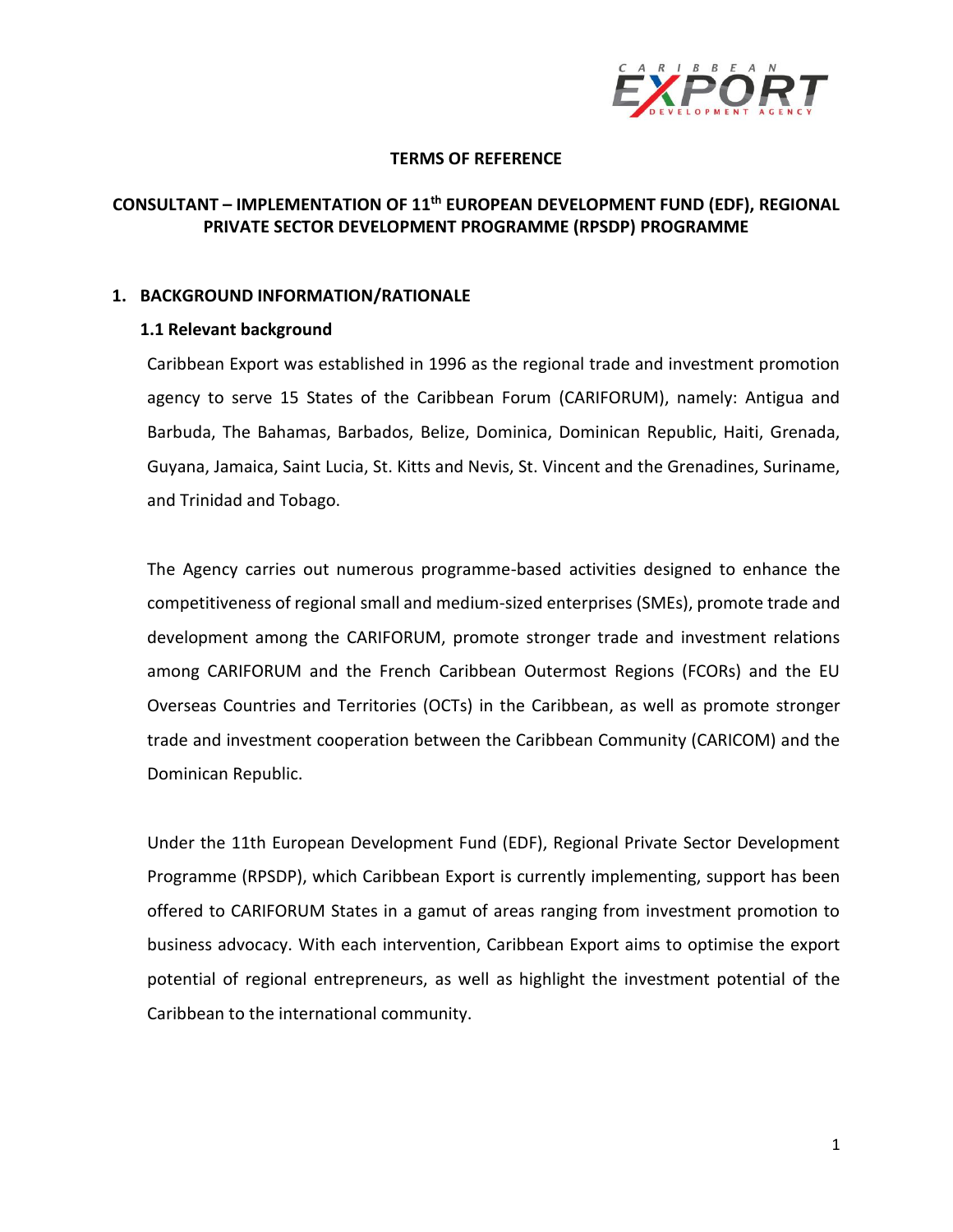**TERMS OF REFERENCE**

# CONSULTANT – IMPLEMENTATION OF 11th EUROPEAN DEVELOPMENT FUND (EDF), REGIONAL PRIVATE SECTOR DEVELOPMENT PROGRAMME (RPSDP) PROGRAMME

## 1. BACKGROUND INFORMATION/RATIONALE

### 1.1 Relevant background

Caribbean Export was established in 1996 as the regional trade and investment promotion agency to serve 15 States of the Caribbean Forum (CARIFORUM), namely: Antigua and Barbuda, The Bahamas, Barbados, Belize, Dominica, Dominican Republic, Haiti, Grenada, Guyana, Jamaica, Saint Lucia, St. Kitts and Nevis, St. Vincent and the Grenadines, Suriname, and Trinidad and Tobago.

The Agency carries out numerous programme-based activities designed to enhance the competitiveness of regional small and medium-sized enterprises (SMEs), promote trade and development among the CARIFORUM, promote stronger trade and investment relations among CARIFORUM and the French Caribbean Outermost Regions (FCORs) and the EU Overseas Countries and Territories (OCTs) in the Caribbean, as well as promote stronger trade and investment cooperation between the Caribbean Community (CARICOM) and the Dominican Republic.

Under the 11th European Development Fund (EDF), Regional Private Sector Development Programme (RPSDP), which Caribbean Export is currently implementing, support has been offered to CARIFORUM States in a gamut of areas ranging from investment promotion to business advocacy. With each intervention, Caribbean Export aims to optimise the export potential of regional entrepreneurs, as well as highlight the investment potential of the Caribbean to the international community.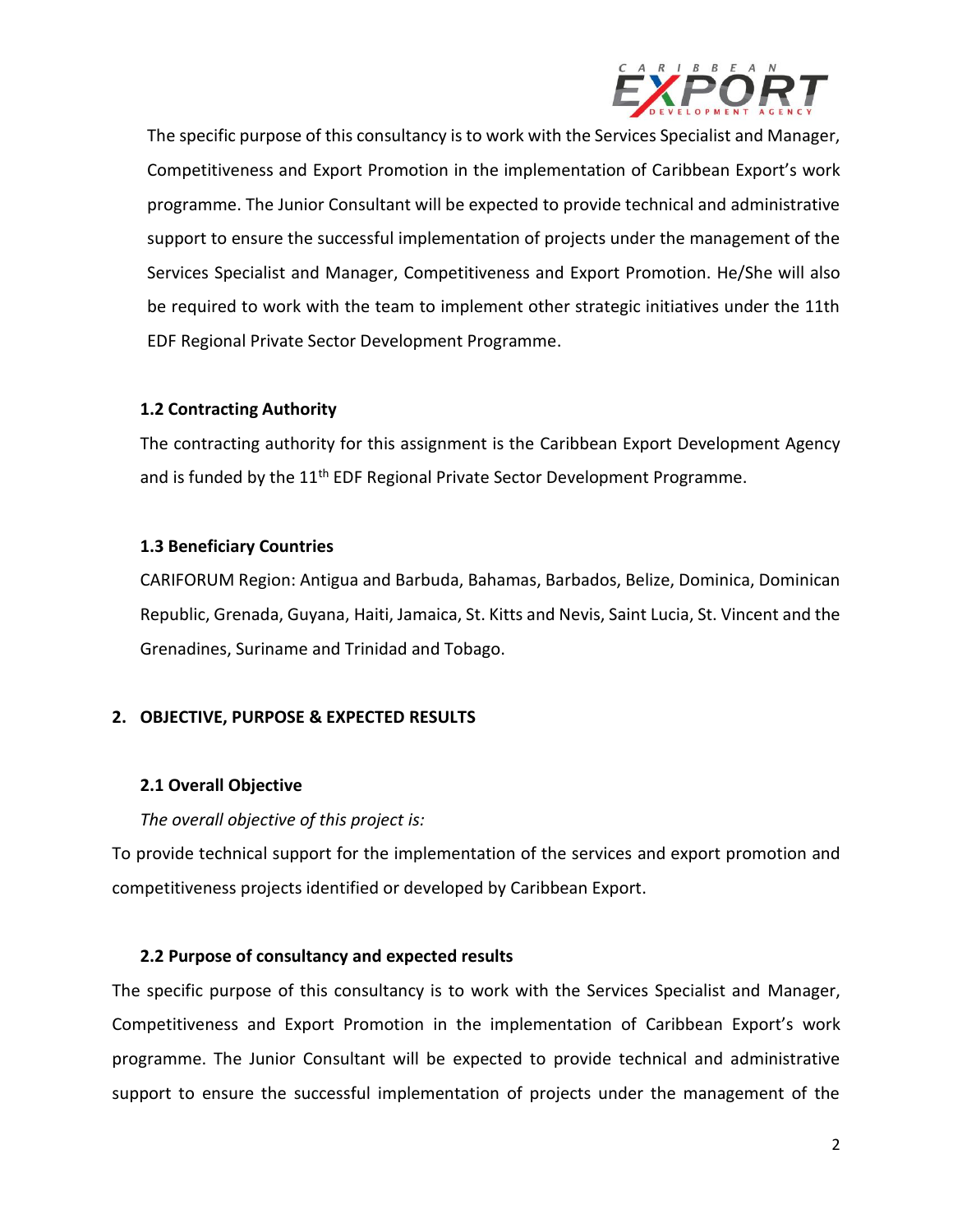The specific purpose of this consultancy is to work with the Services Specialist and Manager, Competitiveness and Export Promotion in the implementation of Caribbean Export's work programme. The Junior Consultant will be expected to provide technical and administrative support to ensure the successful implementation of projects under the management of the Services Specialist and Manager, Competitiveness and Export Promotion. He/She will also be required to work with the team to implement other strategic initiatives under the 11th EDF Regional Private Sector Development Programme.

### 1.2 Contracting Authority

The contracting authority for this assignment is the Caribbean Export Development Agency and is funded by the 11th EDF Regional Private Sector Development Programme.

### 1.3 Beneficiary Countries

CARIFORUM Region: Antigua and Barbuda, Bahamas, Barbados, Belize, Dominica, Dominican Republic, Grenada, Guyana, Haiti, Jamaica, St. Kitts and Nevis, Saint Lucia, St. Vincent and the Grenadines, Suriname and Trinidad and Tobago.

## 2. OBJECTIVE, PURPOSE & EXPECTED RESULTS

### 2.1 Overall Objective

*The overall objective of this project is:*

To provide technical support for the implementation of the services and export promotion and competitiveness projects identified or developed by Caribbean Export.

### 2.2 Purpose of consultancy and expected results

The specific purpose of this consultancy is to work with the Services Specialist and Manager, Competitiveness and Export Promotion in the implementation of Caribbean Export's work programme. The Junior Consultant will be expected to provide technical and administrative support to ensure the successful implementation of projects under the management of the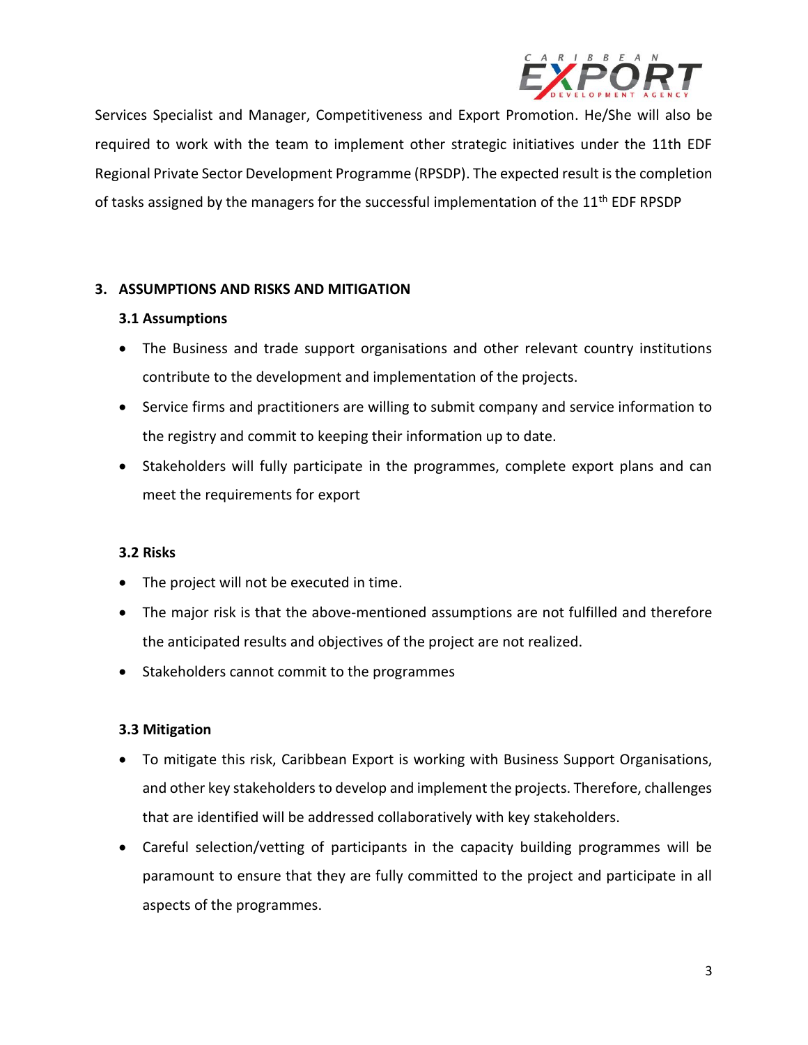Services Specialist and Manager, Competitiveness and Export Promotion. He/She will also be required to work with the team to implement other strategic initiatives under the 11th EDF Regional Private Sector Development Programme (RPSDP). The expected result is the completion of tasks assigned by the managers for the successful implementation of the 11th EDF RPSDP

## 3. ASSUMPTIONS AND RISKS AND MITIGATION

### 3.1 Assumptions

- The Business and trade support organisations and other relevant country institutions contribute to the development and implementation of the projects.
- Service firms and practitioners are willing to submit company and service information to the registry and commit to keeping their information up to date.
- Stakeholders will fully participate in the programmes, complete export plans and can meet the requirements for export

### 3.2 Risks

- The project will not be executed in time.
- The major risk is that the above-mentioned assumptions are not fulfilled and therefore the anticipated results and objectives of the project are not realized.
- Stakeholders cannot commit to the programmes

### 3.3 Mitigation

- To mitigate this risk, Caribbean Export is working with Business Support Organisations, and other key stakeholders to develop and implement the projects. Therefore, challenges that are identified will be addressed collaboratively with key stakeholders.
- Careful selection/vetting of participants in the capacity building programmes will be paramount to ensure that they are fully committed to the project and participate in all aspects of the programmes.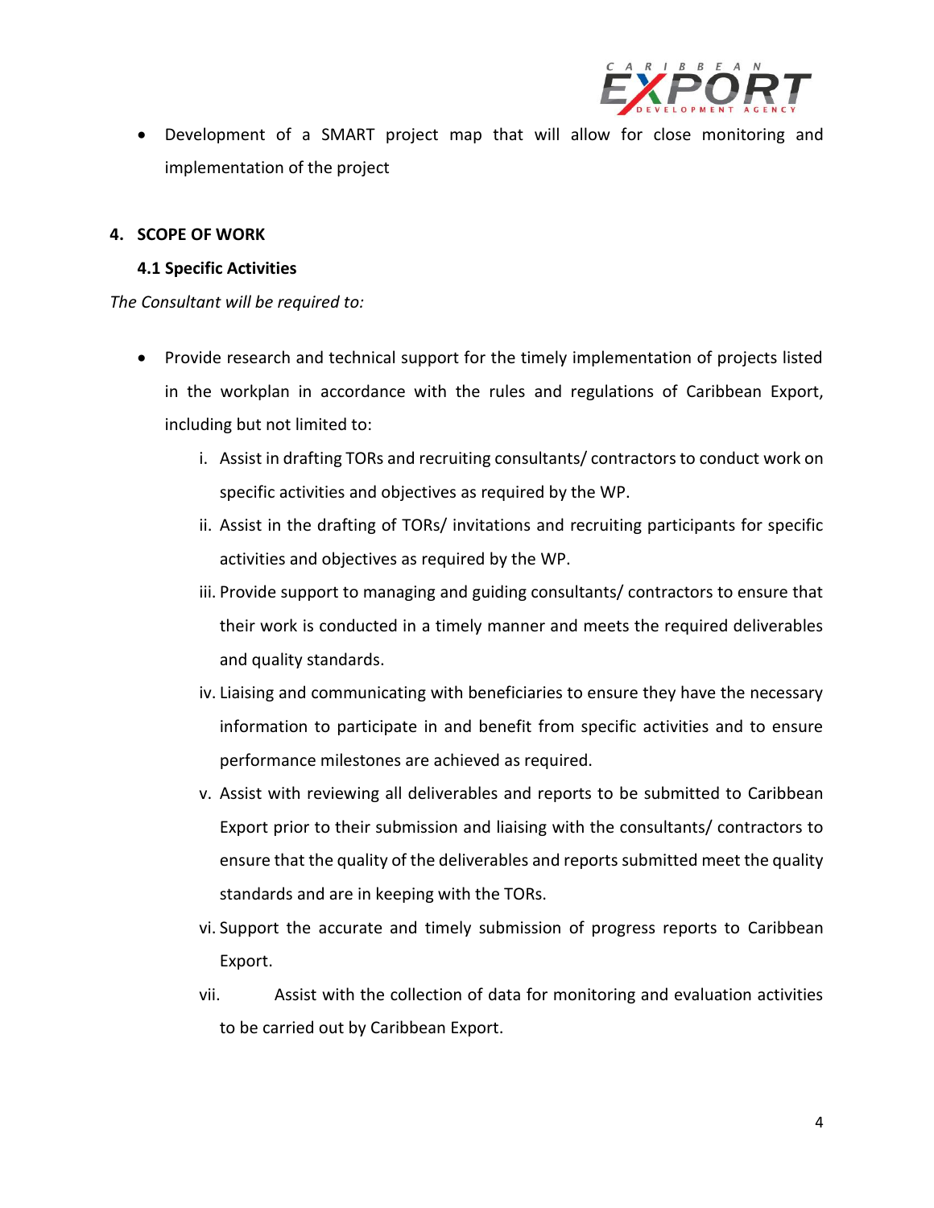- Development of a SMART project map that will allow for close monitoring and implementation of the project

## 4. SCOPE OF WORK

### 4.1 Specific Activities

*The Consultant will be required to:*

- Provide research and technical support for the timely implementation of projects listed in the workplan in accordance with the rules and regulations of Caribbean Export, including but not limited to:
    1. Assist in drafting TORs and recruiting consultants/ contractors to conduct work on specific activities and objectives as required by the WP.
    2. Assist in the drafting of TORs/ invitations and recruiting participants for specific activities and objectives as required by the WP.
    3. Provide support to managing and guiding consultants/ contractors to ensure that their work is conducted in a timely manner and meets the required deliverables and quality standards.
    4. Liaising and communicating with beneficiaries to ensure they have the necessary information to participate in and benefit from specific activities and to ensure performance milestones are achieved as required.
    5. Assist with reviewing all deliverables and reports to be submitted to Caribbean Export prior to their submission and liaising with the consultants/ contractors to ensure that the quality of the deliverables and reports submitted meet the quality standards and are in keeping with the TORs.
    6. Support the accurate and timely submission of progress reports to Caribbean Export.
    7. Assist with the collection of data for monitoring and evaluation activities to be carried out by Caribbean Export.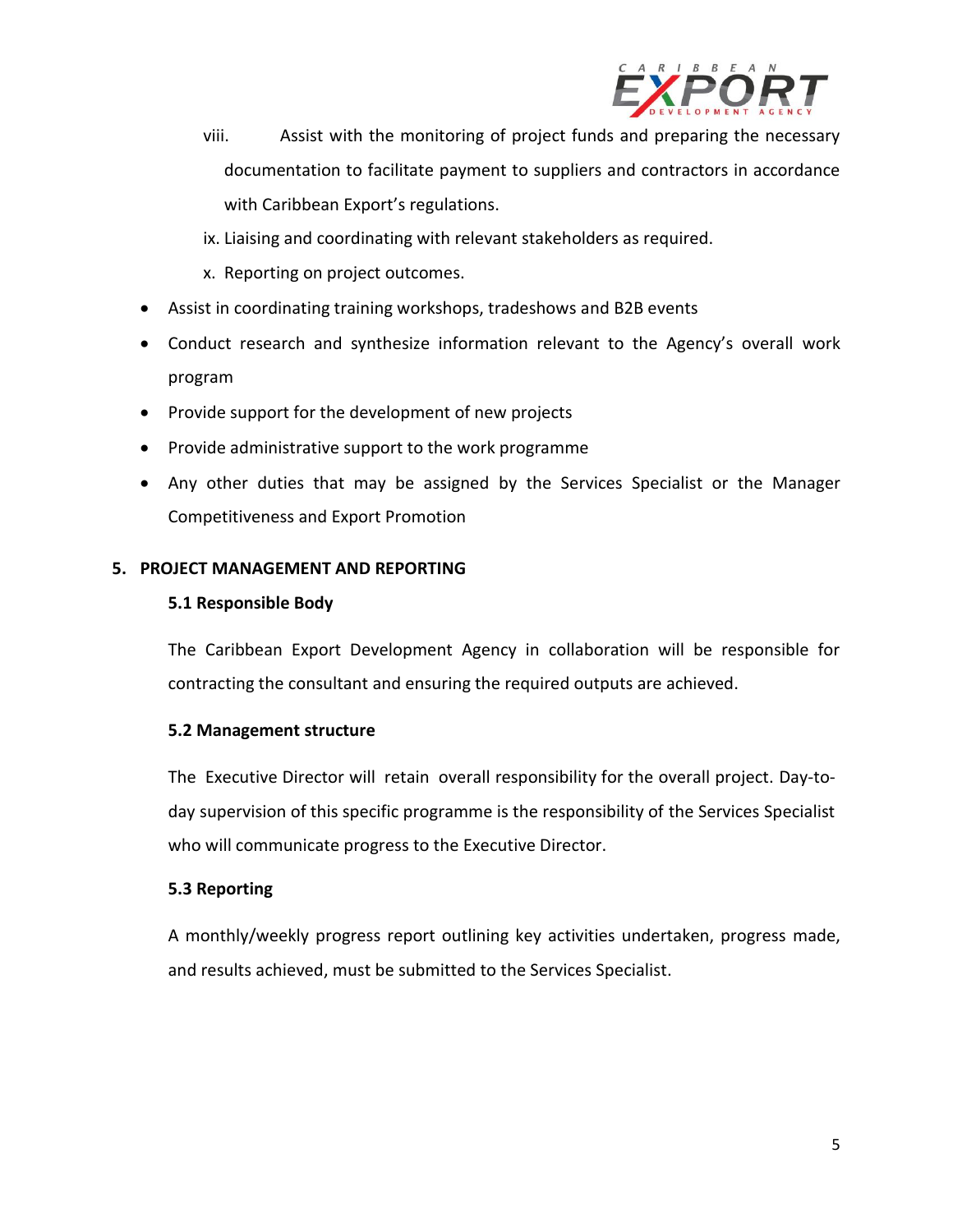viii. Assist with the monitoring of project funds and preparing the necessary documentation to facilitate payment to suppliers and contractors in accordance with Caribbean Export's regulations.

ix. Liaising and coordinating with relevant stakeholders as required.

x. Reporting on project outcomes.

- Assist in coordinating training workshops, tradeshows and B2B events
- Conduct research and synthesize information relevant to the Agency's overall work program
- Provide support for the development of new projects
- Provide administrative support to the work programme
- Any other duties that may be assigned by the Services Specialist or the Manager Competitiveness and Export Promotion

## 5. PROJECT MANAGEMENT AND REPORTING

### 5.1 Responsible Body

The Caribbean Export Development Agency in collaboration will be responsible for contracting the consultant and ensuring the required outputs are achieved.

### 5.2 Management structure

The Executive Director will retain overall responsibility for the overall project. Day-to-day supervision of this specific programme is the responsibility of the Services Specialist who will communicate progress to the Executive Director.

### 5.3 Reporting

A monthly/weekly progress report outlining key activities undertaken, progress made, and results achieved, must be submitted to the Services Specialist.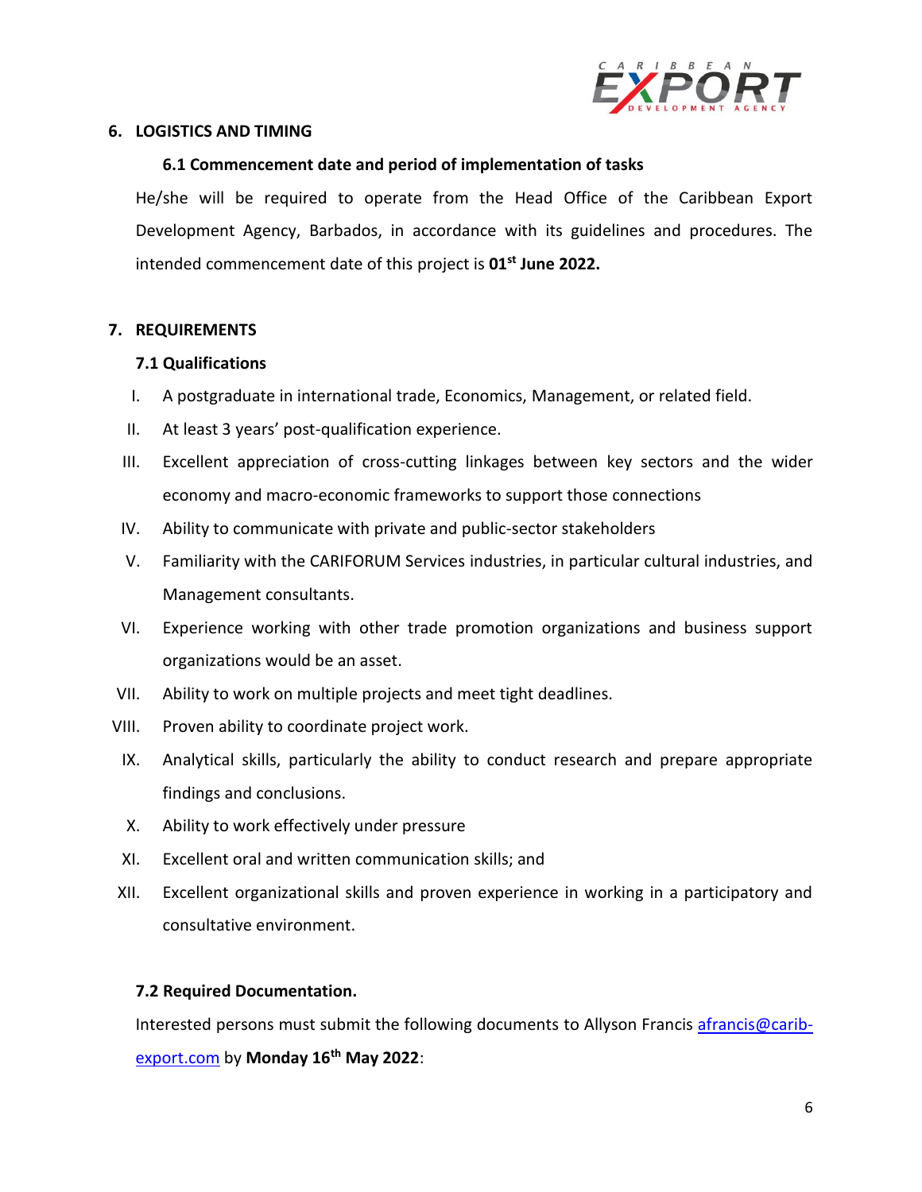## 6. LOGISTICS AND TIMING

### 6.1 Commencement date and period of implementation of tasks

He/she will be required to operate from the Head Office of the Caribbean Export Development Agency, Barbados, in accordance with its guidelines and procedures. The intended commencement date of this project is **01st June 2022.**

## 7. REQUIREMENTS

### 7.1 Qualifications

I. A postgraduate in international trade, Economics, Management, or related field.

II. At least 3 years' post-qualification experience.

III. Excellent appreciation of cross-cutting linkages between key sectors and the wider economy and macro-economic frameworks to support those connections

IV. Ability to communicate with private and public-sector stakeholders

V. Familiarity with the CARIFORUM Services industries, in particular cultural industries, and Management consultants.

VI. Experience working with other trade promotion organizations and business support organizations would be an asset.

VII. Ability to work on multiple projects and meet tight deadlines.

VIII. Proven ability to coordinate project work.

IX. Analytical skills, particularly the ability to conduct research and prepare appropriate findings and conclusions.

X. Ability to work effectively under pressure

XI. Excellent oral and written communication skills; and

XII. Excellent organizational skills and proven experience in working in a participatory and consultative environment.

### 7.2 Required Documentation.

Interested persons must submit the following documents to Allyson Francis afrancis@carib-export.com by **Monday 16th May 2022**: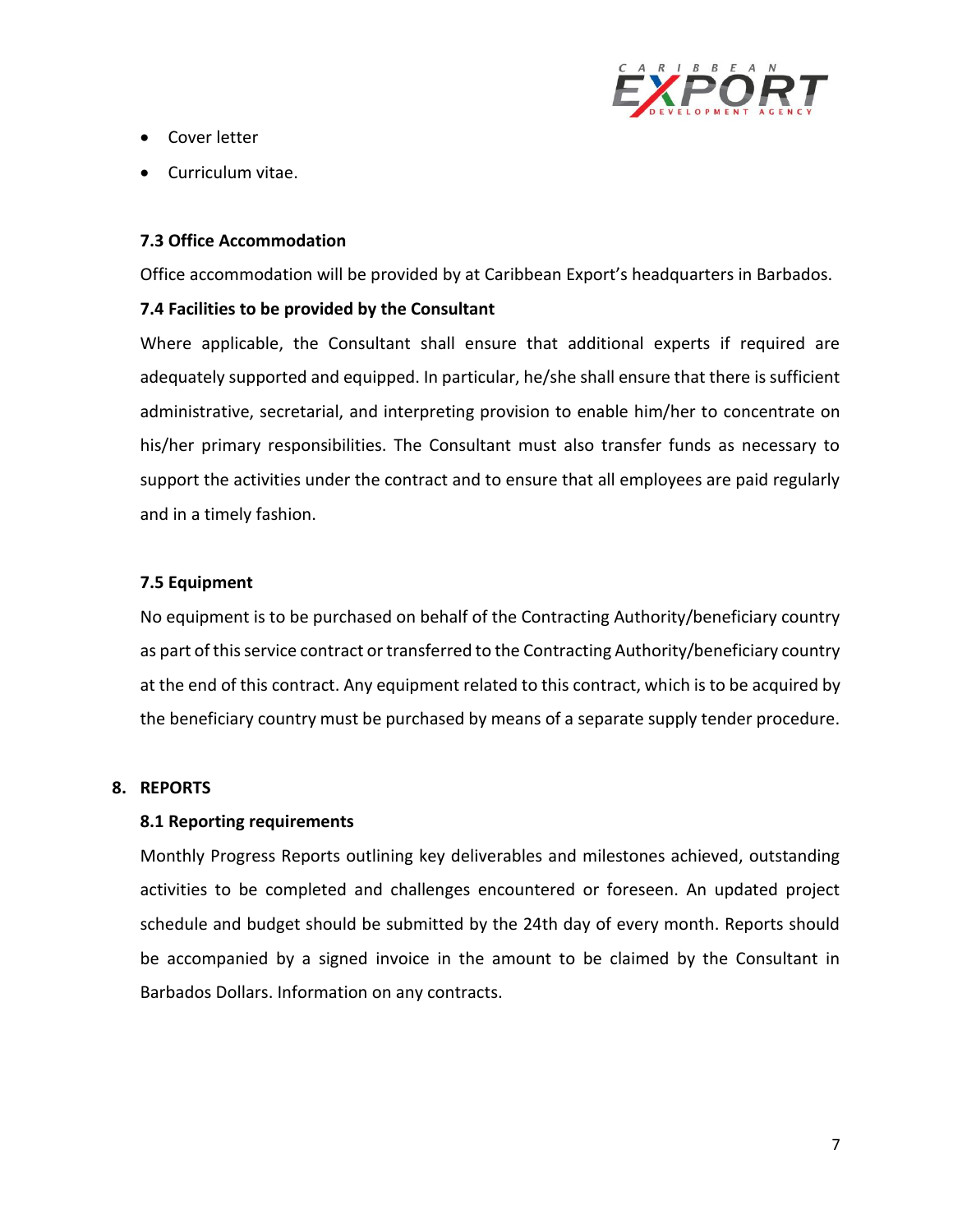- Cover letter
- Curriculum vitae.

### 7.3 Office Accommodation

Office accommodation will be provided by at Caribbean Export's headquarters in Barbados.

### 7.4 Facilities to be provided by the Consultant

Where applicable, the Consultant shall ensure that additional experts if required are adequately supported and equipped. In particular, he/she shall ensure that there is sufficient administrative, secretarial, and interpreting provision to enable him/her to concentrate on his/her primary responsibilities. The Consultant must also transfer funds as necessary to support the activities under the contract and to ensure that all employees are paid regularly and in a timely fashion.

### 7.5 Equipment

No equipment is to be purchased on behalf of the Contracting Authority/beneficiary country as part of this service contract or transferred to the Contracting Authority/beneficiary country at the end of this contract. Any equipment related to this contract, which is to be acquired by the beneficiary country must be purchased by means of a separate supply tender procedure.

## 8. REPORTS

### 8.1 Reporting requirements

Monthly Progress Reports outlining key deliverables and milestones achieved, outstanding activities to be completed and challenges encountered or foreseen. An updated project schedule and budget should be submitted by the 24th day of every month. Reports should be accompanied by a signed invoice in the amount to be claimed by the Consultant in Barbados Dollars. Information on any contracts.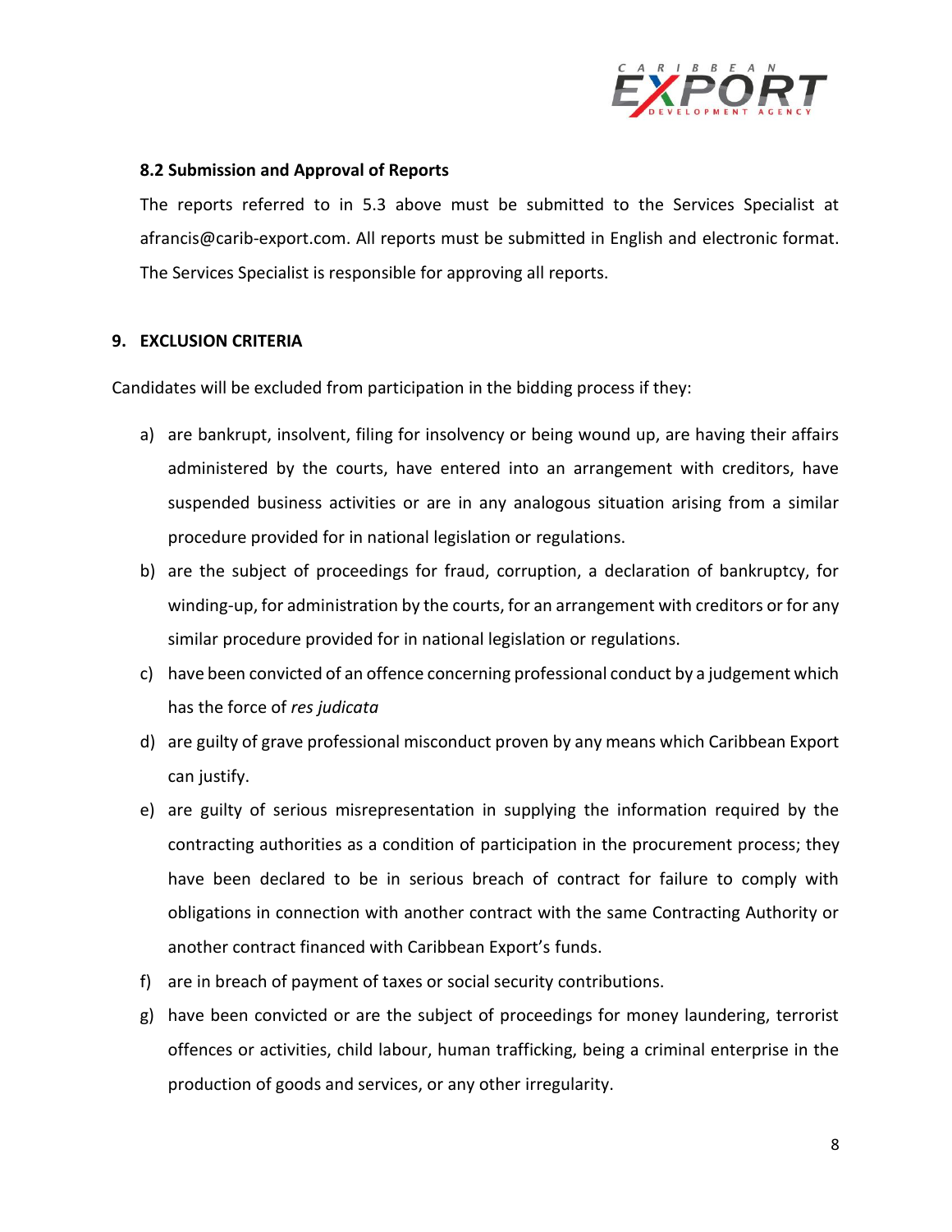### 8.2 Submission and Approval of Reports

The reports referred to in 5.3 above must be submitted to the Services Specialist at afrancis@carib-export.com. All reports must be submitted in English and electronic format. The Services Specialist is responsible for approving all reports.

## 9. EXCLUSION CRITERIA

Candidates will be excluded from participation in the bidding process if they:

a) are bankrupt, insolvent, filing for insolvency or being wound up, are having their affairs administered by the courts, have entered into an arrangement with creditors, have suspended business activities or are in any analogous situation arising from a similar procedure provided for in national legislation or regulations.

b) are the subject of proceedings for fraud, corruption, a declaration of bankruptcy, for winding-up, for administration by the courts, for an arrangement with creditors or for any similar procedure provided for in national legislation or regulations.

c) have been convicted of an offence concerning professional conduct by a judgement which has the force of *res judicata*

d) are guilty of grave professional misconduct proven by any means which Caribbean Export can justify.

e) are guilty of serious misrepresentation in supplying the information required by the contracting authorities as a condition of participation in the procurement process; they have been declared to be in serious breach of contract for failure to comply with obligations in connection with another contract with the same Contracting Authority or another contract financed with Caribbean Export's funds.

f) are in breach of payment of taxes or social security contributions.

g) have been convicted or are the subject of proceedings for money laundering, terrorist offences or activities, child labour, human trafficking, being a criminal enterprise in the production of goods and services, or any other irregularity.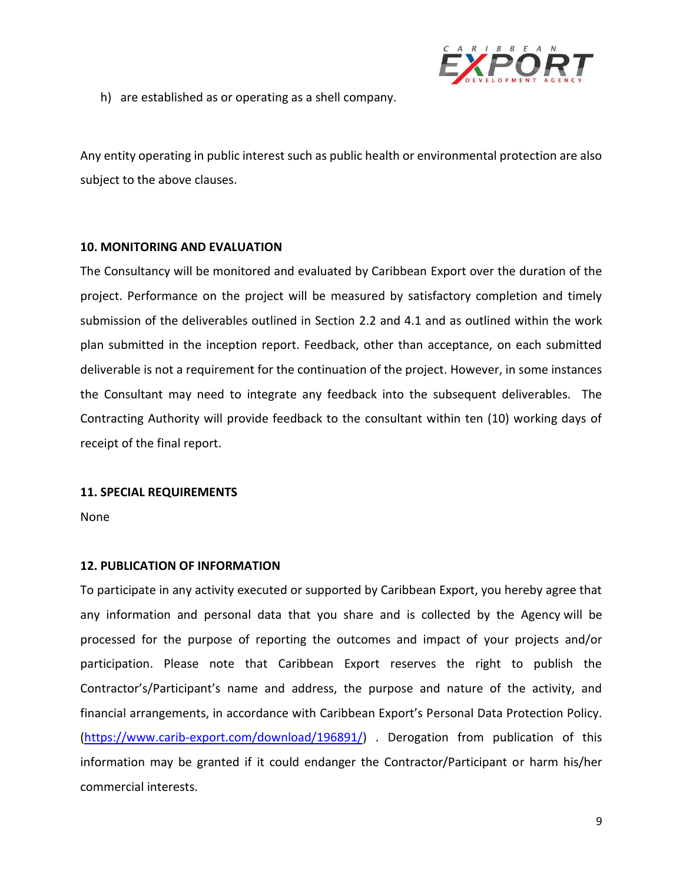h) are established as or operating as a shell company.

Any entity operating in public interest such as public health or environmental protection are also subject to the above clauses.

## 10. MONITORING AND EVALUATION

The Consultancy will be monitored and evaluated by Caribbean Export over the duration of the project. Performance on the project will be measured by satisfactory completion and timely submission of the deliverables outlined in Section 2.2 and 4.1 and as outlined within the work plan submitted in the inception report. Feedback, other than acceptance, on each submitted deliverable is not a requirement for the continuation of the project. However, in some instances the Consultant may need to integrate any feedback into the subsequent deliverables. The Contracting Authority will provide feedback to the consultant within ten (10) working days of receipt of the final report.

## 11. SPECIAL REQUIREMENTS

None

## 12. PUBLICATION OF INFORMATION

To participate in any activity executed or supported by Caribbean Export, you hereby agree that any information and personal data that you share and is collected by the Agency will be processed for the purpose of reporting the outcomes and impact of your projects and/or participation. Please note that Caribbean Export reserves the right to publish the Contractor's/Participant's name and address, the purpose and nature of the activity, and financial arrangements, in accordance with Caribbean Export's Personal Data Protection Policy. (https://www.carib-export.com/download/196891/) . Derogation from publication of this information may be granted if it could endanger the Contractor/Participant or harm his/her commercial interests.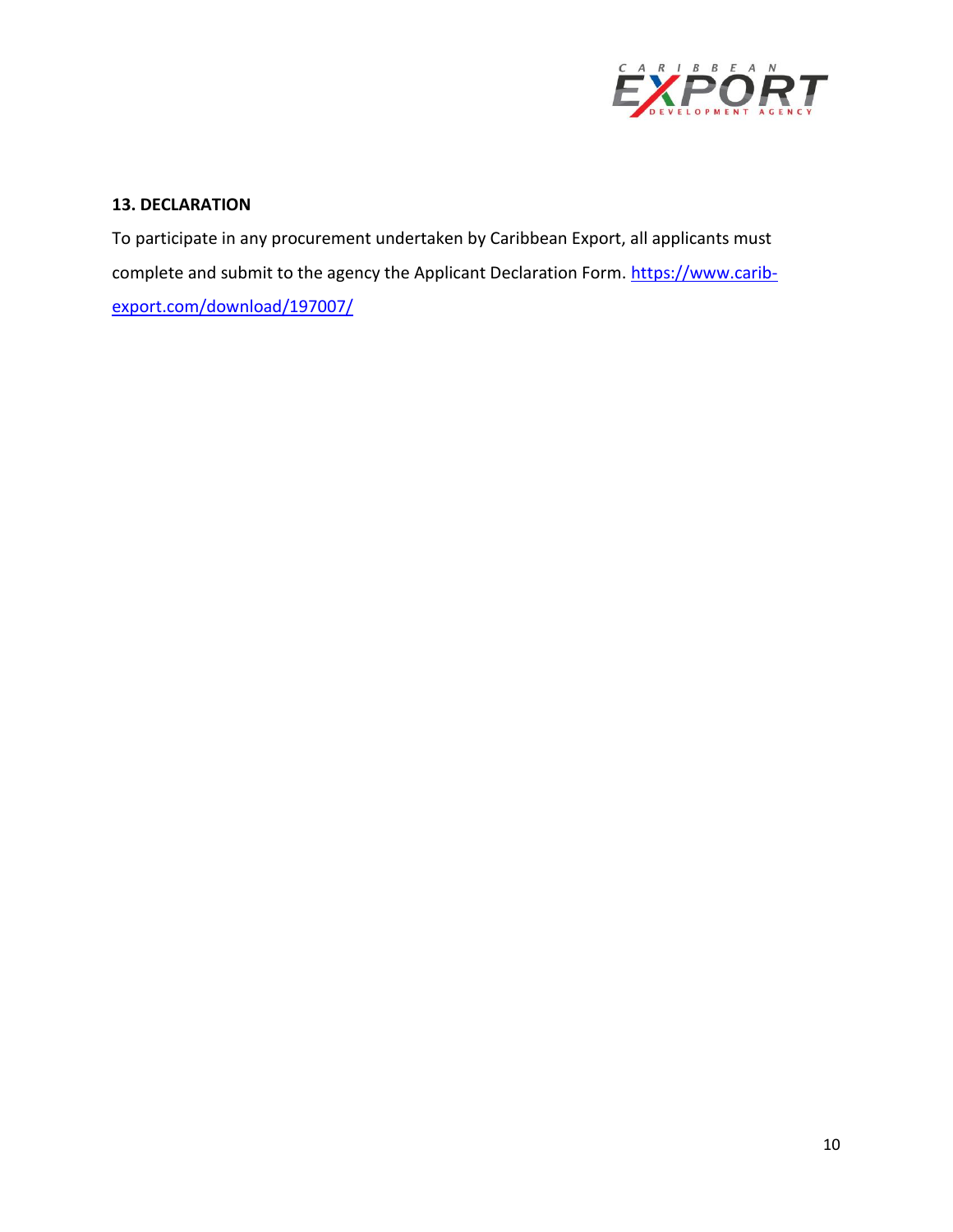## 13. DECLARATION

To participate in any procurement undertaken by Caribbean Export, all applicants must complete and submit to the agency the Applicant Declaration Form. https://www.carib-export.com/download/197007/